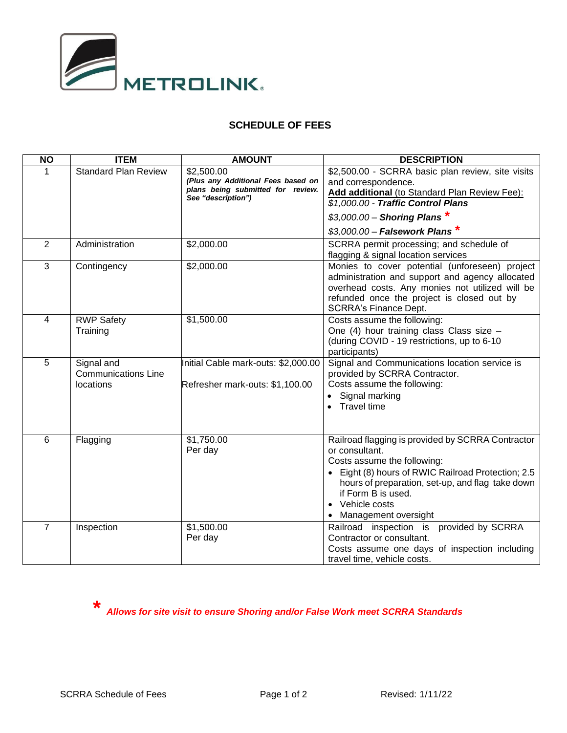METROLINK.

# SCHEDULE OF FEES

| NO | ITEM | AMOUNT | DESCRIPTION |
|---|---|---|---|
| 1 | Standard Plan Review | $2,500.00<br>***(Plus any Additional Fees based on plans being submitted for review. See "description")*** | $2,500.00 - SCRRA basic plan review, site visits and correspondence.<br>**Add additional** (to Standard Plan Review Fee):<br>*$1,000.00 - **Traffic Control Plans***<br>*$3,000.00 – **Shoring Plans*** *<br>*$3,000.00 – **Falsework Plans*** * |
| 2 | Administration | $2,000.00 | SCRRA permit processing; and schedule of flagging & signal location services |
| 3 | Contingency | $2,000.00 | Monies to cover potential (unforeseen) project administration and support and agency allocated overhead costs. Any monies not utilized will be refunded once the project is closed out by SCRRA's Finance Dept. |
| 4 | RWP Safety Training | $1,500.00 | Costs assume the following:<br>One (4) hour training class Class size – (during COVID - 19 restrictions, up to 6-10 participants) |
| 5 | Signal and Communications Line locations | Initial Cable mark-outs: $2,000.00<br>Refresher mark-outs: $1,100.00 | Signal and Communications location service is provided by SCRRA Contractor.<br>Costs assume the following:<br>• Signal marking<br>• Travel time |
| 6 | Flagging | $1,750.00<br>Per day | Railroad flagging is provided by SCRRA Contractor or consultant.<br>Costs assume the following:<br>• Eight (8) hours of RWIC Railroad Protection; 2.5 hours of preparation, set-up, and flag take down if Form B is used.<br>• Vehicle costs<br>• Management oversight |
| 7 | Inspection | $1,500.00<br>Per day | Railroad inspection is provided by SCRRA Contractor or consultant.<br>Costs assume one days of inspection including travel time, vehicle costs. |

\* ***Allows for site visit to ensure Shoring and/or False Work meet SCRRA Standards***

SCRRA Schedule of Fees Revised: 1/11/22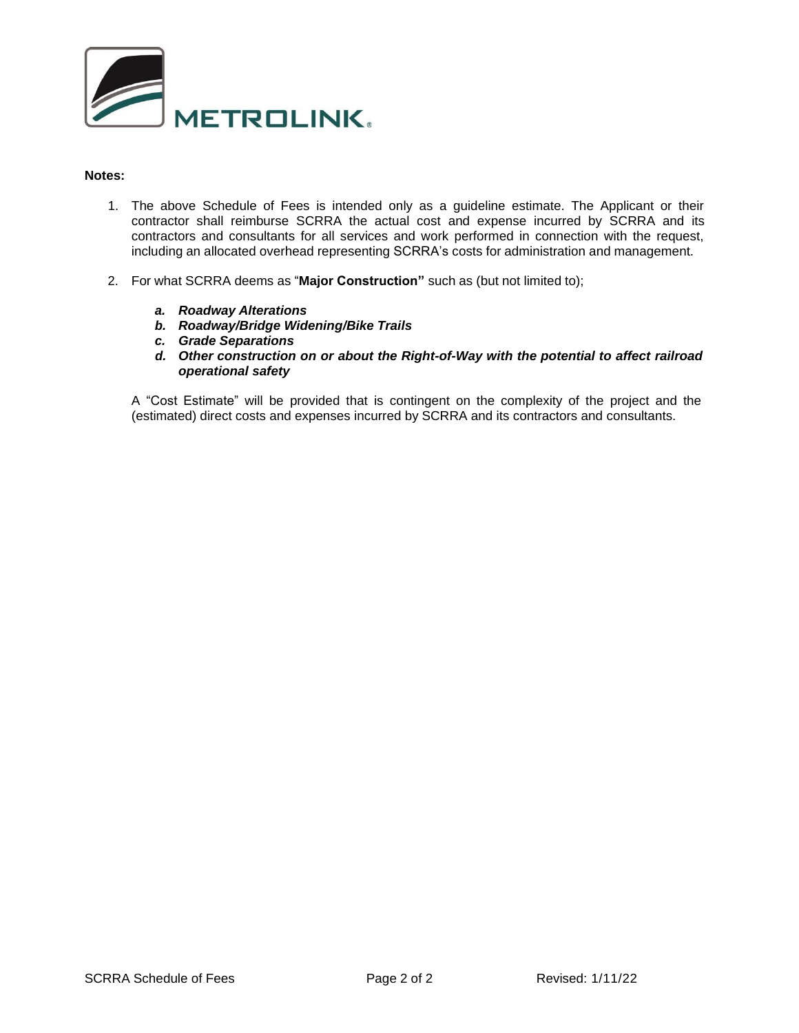**Notes:**

1. The above Schedule of Fees is intended only as a guideline estimate. The Applicant or their contractor shall reimburse SCRRA the actual cost and expense incurred by SCRRA and its contractors and consultants for all services and work performed in connection with the request, including an allocated overhead representing SCRRA's costs for administration and management.

2. For what SCRRA deems as "**Major Construction"** such as (but not limited to);

   ***a. Roadway Alterations***
   ***b. Roadway/Bridge Widening/Bike Trails***
   ***c. Grade Separations***
   ***d. Other construction on or about the Right-of-Way with the potential to affect railroad operational safety***

   A "Cost Estimate" will be provided that is contingent on the complexity of the project and the (estimated) direct costs and expenses incurred by SCRRA and its contractors and consultants.